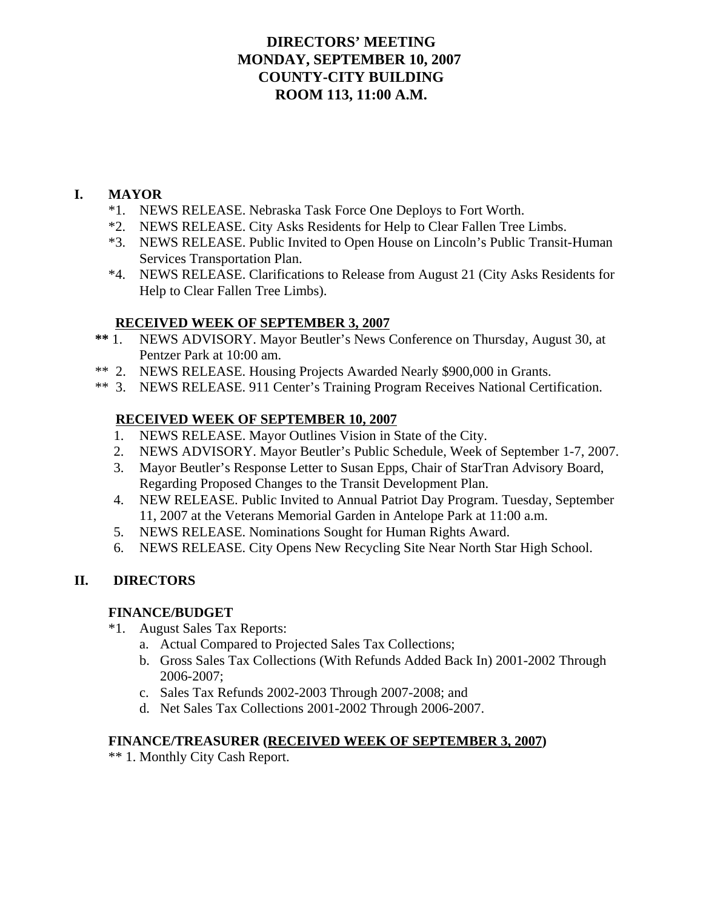# DIRECTORS' MEETING
# MONDAY, SEPTEMBER 10, 2007
# COUNTY-CITY BUILDING
# ROOM 113, 11:00 A.M.

## I. MAYOR

*1. NEWS RELEASE. Nebraska Task Force One Deploys to Fort Worth.
*2. NEWS RELEASE. City Asks Residents for Help to Clear Fallen Tree Limbs.
*3. NEWS RELEASE. Public Invited to Open House on Lincoln's Public Transit-Human Services Transportation Plan.
*4. NEWS RELEASE. Clarifications to Release from August 21 (City Asks Residents for Help to Clear Fallen Tree Limbs).

**RECEIVED WEEK OF SEPTEMBER 3, 2007**

**** 1. NEWS ADVISORY. Mayor Beutler's News Conference on Thursday, August 30, at Pentzer Park at 10:00 am.
** 2. NEWS RELEASE. Housing Projects Awarded Nearly $900,000 in Grants.
** 3. NEWS RELEASE. 911 Center's Training Program Receives National Certification.

**RECEIVED WEEK OF SEPTEMBER 10, 2007**

1. NEWS RELEASE. Mayor Outlines Vision in State of the City.
2. NEWS ADVISORY. Mayor Beutler's Public Schedule, Week of September 1-7, 2007.
3. Mayor Beutler's Response Letter to Susan Epps, Chair of StarTran Advisory Board, Regarding Proposed Changes to the Transit Development Plan.
4. NEW RELEASE. Public Invited to Annual Patriot Day Program. Tuesday, September 11, 2007 at the Veterans Memorial Garden in Antelope Park at 11:00 a.m.
5. NEWS RELEASE. Nominations Sought for Human Rights Award.
6. NEWS RELEASE. City Opens New Recycling Site Near North Star High School.

## II. DIRECTORS

**FINANCE/BUDGET**

*1. August Sales Tax Reports:
   a. Actual Compared to Projected Sales Tax Collections;
   b. Gross Sales Tax Collections (With Refunds Added Back In) 2001-2002 Through 2006-2007;
   c. Sales Tax Refunds 2002-2003 Through 2007-2008; and
   d. Net Sales Tax Collections 2001-2002 Through 2006-2007.

**FINANCE/TREASURER (RECEIVED WEEK OF SEPTEMBER 3, 2007)**

** 1. Monthly City Cash Report.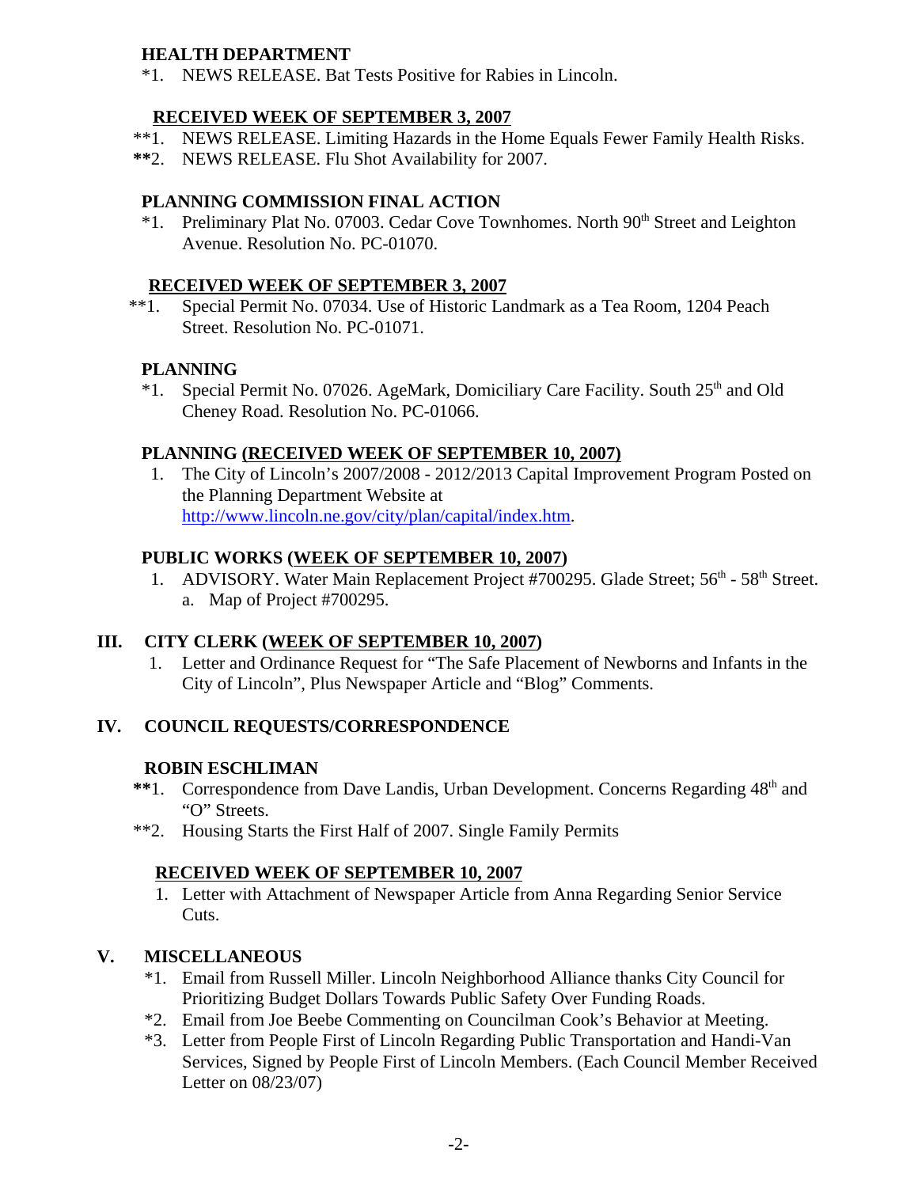**HEALTH DEPARTMENT**

*1. NEWS RELEASE. Bat Tests Positive for Rabies in Lincoln.

**RECEIVED WEEK OF SEPTEMBER 3, 2007**

**1. NEWS RELEASE. Limiting Hazards in the Home Equals Fewer Family Health Risks.
**2. NEWS RELEASE. Flu Shot Availability for 2007.

**PLANNING COMMISSION FINAL ACTION**

*1. Preliminary Plat No. 07003. Cedar Cove Townhomes. North 90th Street and Leighton Avenue. Resolution No. PC-01070.

**RECEIVED WEEK OF SEPTEMBER 3, 2007**

**1. Special Permit No. 07034. Use of Historic Landmark as a Tea Room, 1204 Peach Street. Resolution No. PC-01071.

**PLANNING**

*1. Special Permit No. 07026. AgeMark, Domiciliary Care Facility. South 25th and Old Cheney Road. Resolution No. PC-01066.

**PLANNING (RECEIVED WEEK OF SEPTEMBER 10, 2007)**

1. The City of Lincoln's 2007/2008 - 2012/2013 Capital Improvement Program Posted on the Planning Department Website at http://www.lincoln.ne.gov/city/plan/capital/index.htm.

**PUBLIC WORKS (WEEK OF SEPTEMBER 10, 2007)**

1. ADVISORY. Water Main Replacement Project #700295. Glade Street; 56th - 58th Street.
   a. Map of Project #700295.

## III. CITY CLERK (WEEK OF SEPTEMBER 10, 2007)

1. Letter and Ordinance Request for "The Safe Placement of Newborns and Infants in the City of Lincoln", Plus Newspaper Article and "Blog" Comments.

## IV. COUNCIL REQUESTS/CORRESPONDENCE

**ROBIN ESCHLIMAN**

**1. Correspondence from Dave Landis, Urban Development. Concerns Regarding 48th and "O" Streets.
**2. Housing Starts the First Half of 2007. Single Family Permits

**RECEIVED WEEK OF SEPTEMBER 10, 2007**

1. Letter with Attachment of Newspaper Article from Anna Regarding Senior Service Cuts.

## V. MISCELLANEOUS

*1. Email from Russell Miller. Lincoln Neighborhood Alliance thanks City Council for Prioritizing Budget Dollars Towards Public Safety Over Funding Roads.
*2. Email from Joe Beebe Commenting on Councilman Cook's Behavior at Meeting.
*3. Letter from People First of Lincoln Regarding Public Transportation and Handi-Van Services, Signed by People First of Lincoln Members. (Each Council Member Received Letter on 08/23/07)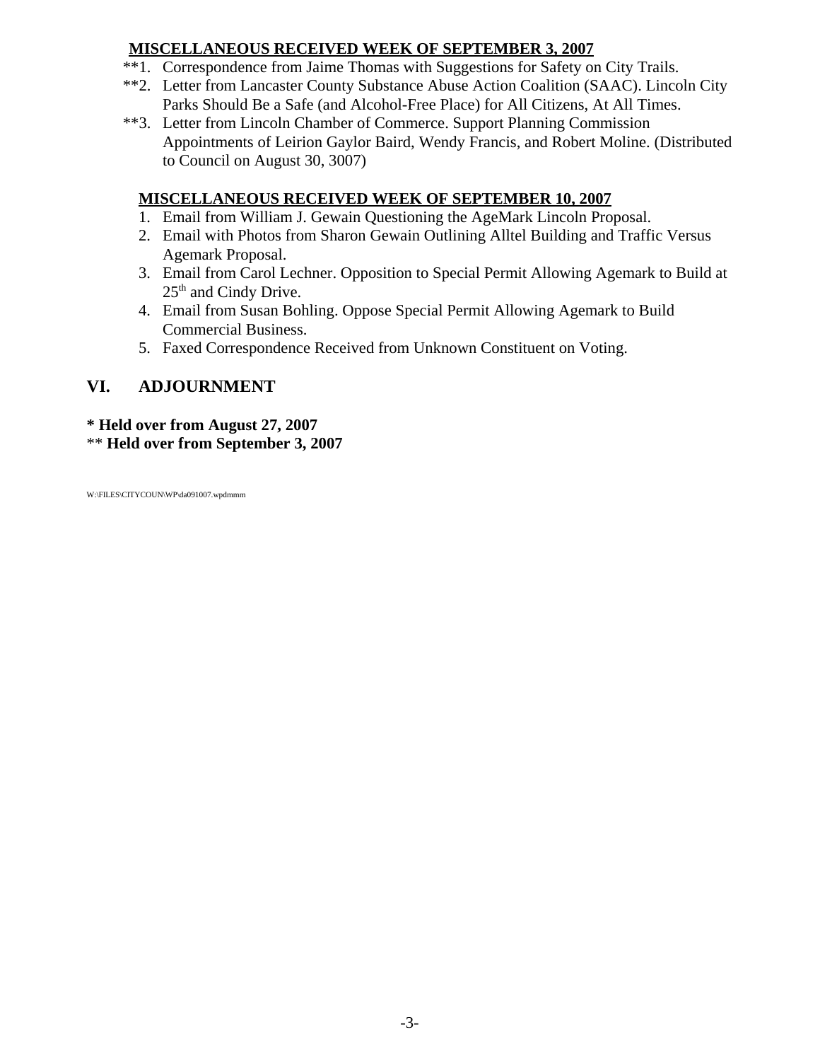**MISCELLANEOUS RECEIVED WEEK OF SEPTEMBER 3, 2007**

**1. Correspondence from Jaime Thomas with Suggestions for Safety on City Trails.

**2. Letter from Lancaster County Substance Abuse Action Coalition (SAAC). Lincoln City Parks Should Be a Safe (and Alcohol-Free Place) for All Citizens, At All Times.

**3. Letter from Lincoln Chamber of Commerce. Support Planning Commission Appointments of Leirion Gaylor Baird, Wendy Francis, and Robert Moline. (Distributed to Council on August 30, 3007)

**MISCELLANEOUS RECEIVED WEEK OF SEPTEMBER 10, 2007**

1. Email from William J. Gewain Questioning the AgeMark Lincoln Proposal.
2. Email with Photos from Sharon Gewain Outlining Alltel Building and Traffic Versus Agemark Proposal.
3. Email from Carol Lechner. Opposition to Special Permit Allowing Agemark to Build at 25th and Cindy Drive.
4. Email from Susan Bohling. Oppose Special Permit Allowing Agemark to Build Commercial Business.
5. Faxed Correspondence Received from Unknown Constituent on Voting.

## VI. ADJOURNMENT

**\* Held over from August 27, 2007**

\*\* **Held over from September 3, 2007**

W:\FILES\CITYCOUN\WP\da091007.wpdmmm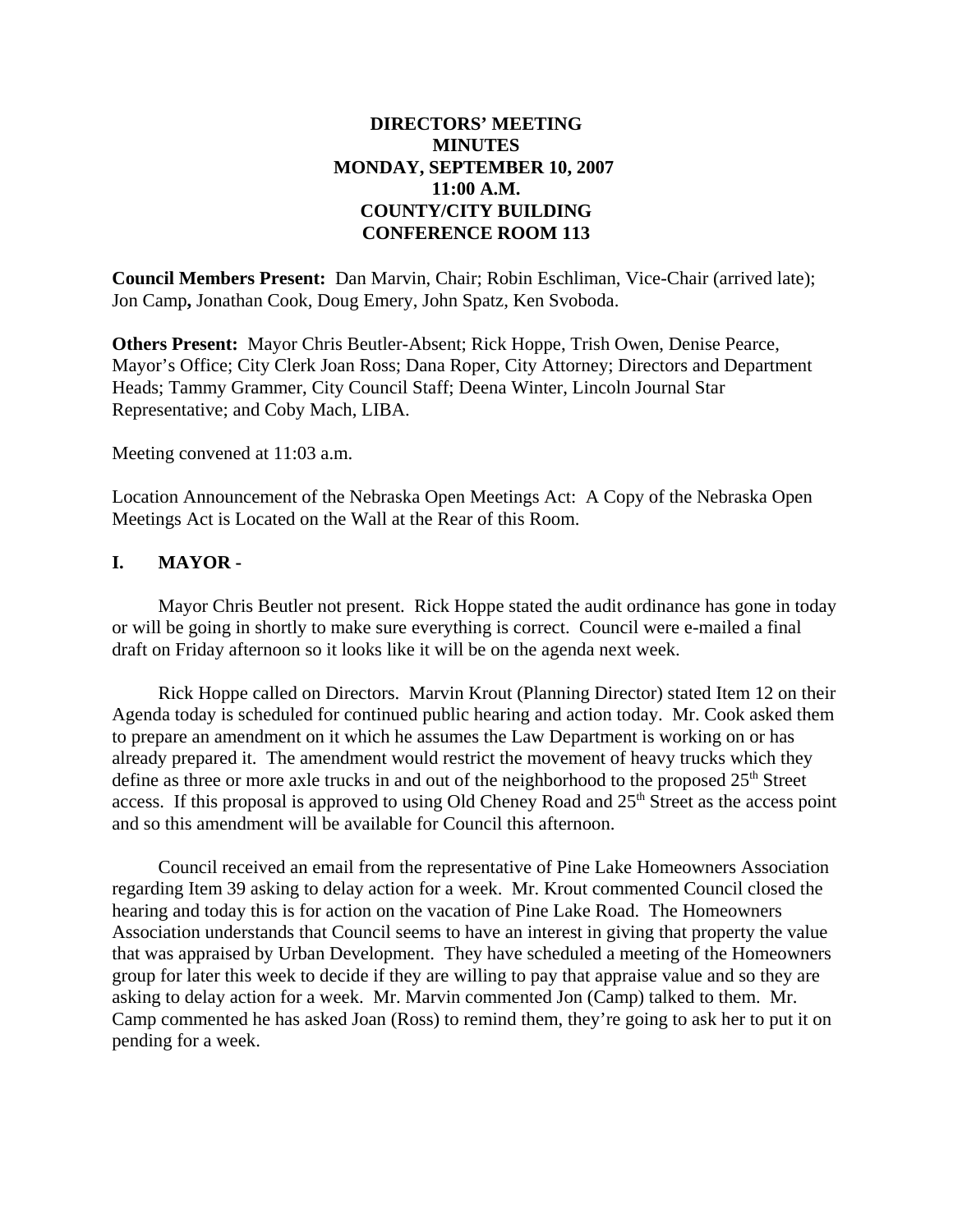**DIRECTORS' MEETING**
**MINUTES**
**MONDAY, SEPTEMBER 10, 2007**
**11:00 A.M.**
**COUNTY/CITY BUILDING**
**CONFERENCE ROOM 113**

**Council Members Present:** Dan Marvin, Chair; Robin Eschliman, Vice-Chair (arrived late); Jon Camp**,** Jonathan Cook, Doug Emery, John Spatz, Ken Svoboda.

**Others Present:** Mayor Chris Beutler-Absent; Rick Hoppe, Trish Owen, Denise Pearce, Mayor's Office; City Clerk Joan Ross; Dana Roper, City Attorney; Directors and Department Heads; Tammy Grammer, City Council Staff; Deena Winter, Lincoln Journal Star Representative; and Coby Mach, LIBA.

Meeting convened at 11:03 a.m.

Location Announcement of the Nebraska Open Meetings Act: A Copy of the Nebraska Open Meetings Act is Located on the Wall at the Rear of this Room.

## I. MAYOR -

Mayor Chris Beutler not present. Rick Hoppe stated the audit ordinance has gone in today or will be going in shortly to make sure everything is correct. Council were e-mailed a final draft on Friday afternoon so it looks like it will be on the agenda next week.

Rick Hoppe called on Directors. Marvin Krout (Planning Director) stated Item 12 on their Agenda today is scheduled for continued public hearing and action today. Mr. Cook asked them to prepare an amendment on it which he assumes the Law Department is working on or has already prepared it. The amendment would restrict the movement of heavy trucks which they define as three or more axle trucks in and out of the neighborhood to the proposed 25th Street access. If this proposal is approved to using Old Cheney Road and 25th Street as the access point and so this amendment will be available for Council this afternoon.

Council received an email from the representative of Pine Lake Homeowners Association regarding Item 39 asking to delay action for a week. Mr. Krout commented Council closed the hearing and today this is for action on the vacation of Pine Lake Road. The Homeowners Association understands that Council seems to have an interest in giving that property the value that was appraised by Urban Development. They have scheduled a meeting of the Homeowners group for later this week to decide if they are willing to pay that appraise value and so they are asking to delay action for a week. Mr. Marvin commented Jon (Camp) talked to them. Mr. Camp commented he has asked Joan (Ross) to remind them, they're going to ask her to put it on pending for a week.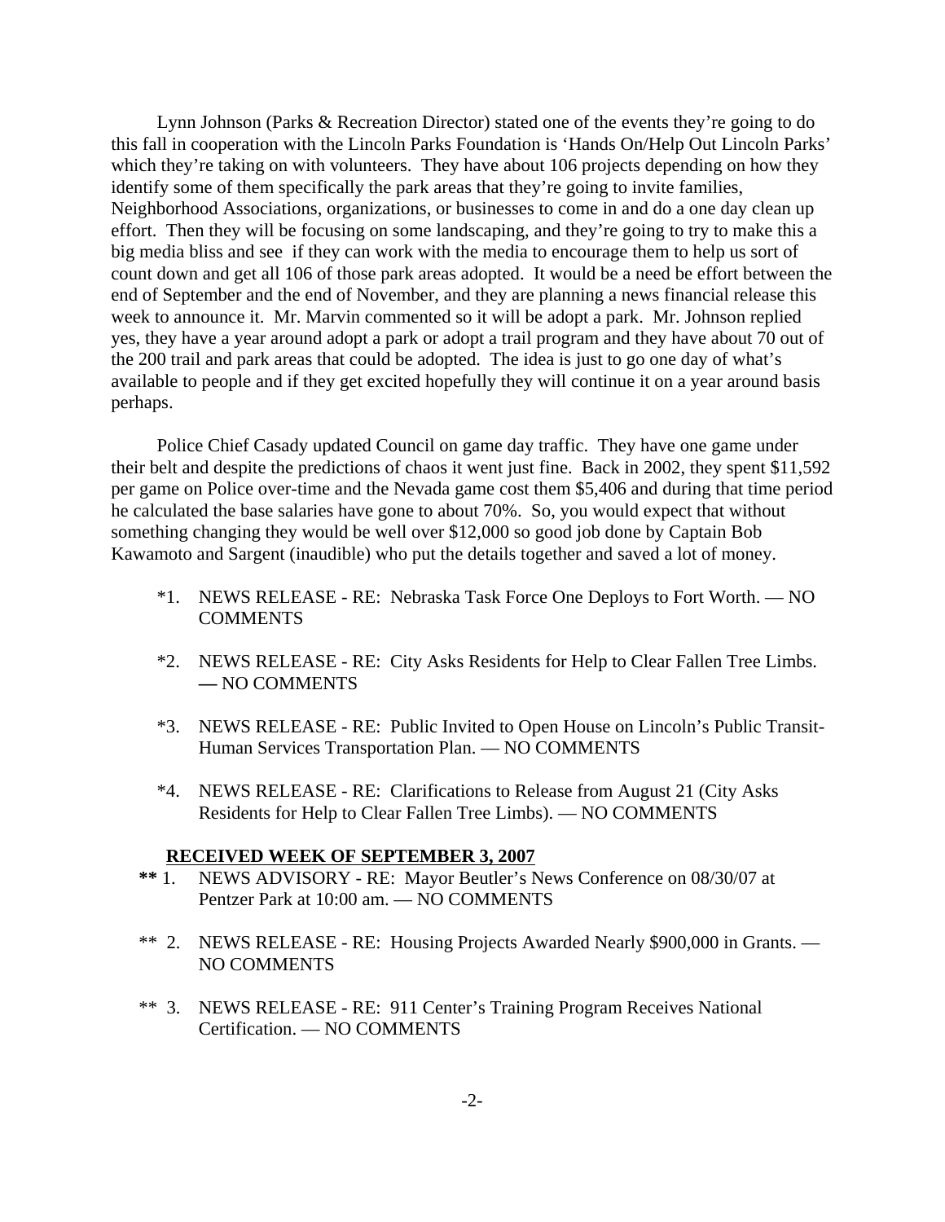Lynn Johnson (Parks & Recreation Director) stated one of the events they're going to do this fall in cooperation with the Lincoln Parks Foundation is 'Hands On/Help Out Lincoln Parks' which they're taking on with volunteers. They have about 106 projects depending on how they identify some of them specifically the park areas that they're going to invite families, Neighborhood Associations, organizations, or businesses to come in and do a one day clean up effort. Then they will be focusing on some landscaping, and they're going to try to make this a big media bliss and see if they can work with the media to encourage them to help us sort of count down and get all 106 of those park areas adopted. It would be a need be effort between the end of September and the end of November, and they are planning a news financial release this week to announce it. Mr. Marvin commented so it will be adopt a park. Mr. Johnson replied yes, they have a year around adopt a park or adopt a trail program and they have about 70 out of the 200 trail and park areas that could be adopted. The idea is just to go one day of what's available to people and if they get excited hopefully they will continue it on a year around basis perhaps.

Police Chief Casady updated Council on game day traffic. They have one game under their belt and despite the predictions of chaos it went just fine. Back in 2002, they spent $11,592 per game on Police over-time and the Nevada game cost them $5,406 and during that time period he calculated the base salaries have gone to about 70%. So, you would expect that without something changing they would be well over $12,000 so good job done by Captain Bob Kawamoto and Sargent (inaudible) who put the details together and saved a lot of money.

*1. NEWS RELEASE - RE: Nebraska Task Force One Deploys to Fort Worth. — NO COMMENTS

*2. NEWS RELEASE - RE: City Asks Residents for Help to Clear Fallen Tree Limbs. — NO COMMENTS

*3. NEWS RELEASE - RE: Public Invited to Open House on Lincoln's Public Transit-Human Services Transportation Plan. — NO COMMENTS

*4. NEWS RELEASE - RE: Clarifications to Release from August 21 (City Asks Residents for Help to Clear Fallen Tree Limbs). — NO COMMENTS

**RECEIVED WEEK OF SEPTEMBER 3, 2007**

** 1. NEWS ADVISORY - RE: Mayor Beutler's News Conference on 08/30/07 at Pentzer Park at 10:00 am. — NO COMMENTS

** 2. NEWS RELEASE - RE: Housing Projects Awarded Nearly $900,000 in Grants. — NO COMMENTS

** 3. NEWS RELEASE - RE: 911 Center's Training Program Receives National Certification. — NO COMMENTS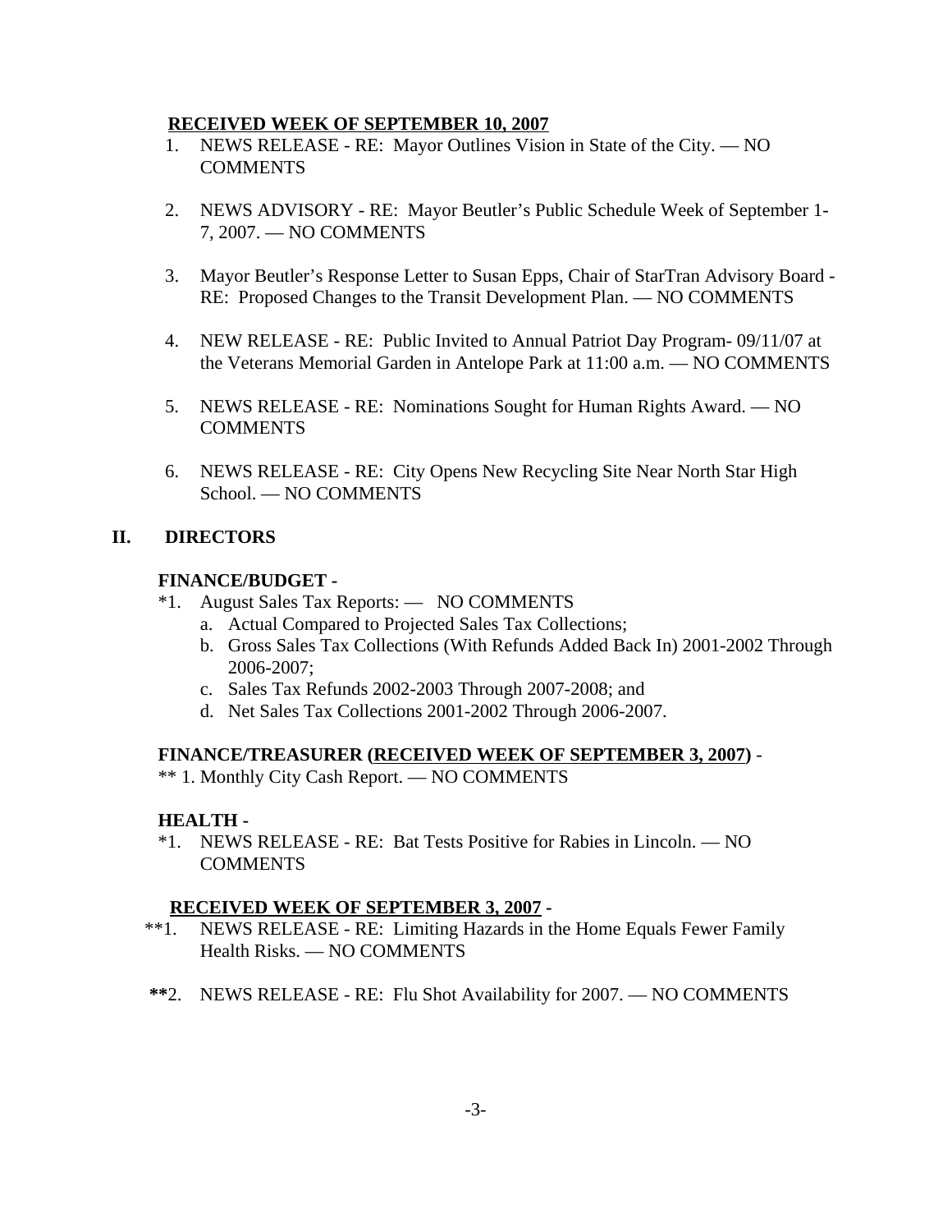**RECEIVED WEEK OF SEPTEMBER 10, 2007**

1. NEWS RELEASE - RE: Mayor Outlines Vision in State of the City. — NO COMMENTS

2. NEWS ADVISORY - RE: Mayor Beutler's Public Schedule Week of September 1-7, 2007. — NO COMMENTS

3. Mayor Beutler's Response Letter to Susan Epps, Chair of StarTran Advisory Board - RE: Proposed Changes to the Transit Development Plan. — NO COMMENTS

4. NEW RELEASE - RE: Public Invited to Annual Patriot Day Program- 09/11/07 at the Veterans Memorial Garden in Antelope Park at 11:00 a.m. — NO COMMENTS

5. NEWS RELEASE - RE: Nominations Sought for Human Rights Award. — NO COMMENTS

6. NEWS RELEASE - RE: City Opens New Recycling Site Near North Star High School. — NO COMMENTS

## II. DIRECTORS

**FINANCE/BUDGET -**

*1. August Sales Tax Reports: — NO COMMENTS
   - a. Actual Compared to Projected Sales Tax Collections;
   - b. Gross Sales Tax Collections (With Refunds Added Back In) 2001-2002 Through 2006-2007;
   - c. Sales Tax Refunds 2002-2003 Through 2007-2008; and
   - d. Net Sales Tax Collections 2001-2002 Through 2006-2007.

**FINANCE/TREASURER (RECEIVED WEEK OF SEPTEMBER 3, 2007) -**

** 1. Monthly City Cash Report. — NO COMMENTS

**HEALTH -**

*1. NEWS RELEASE - RE: Bat Tests Positive for Rabies in Lincoln. — NO COMMENTS

**RECEIVED WEEK OF SEPTEMBER 3, 2007 -**

**1. NEWS RELEASE - RE: Limiting Hazards in the Home Equals Fewer Family Health Risks. — NO COMMENTS

**2. NEWS RELEASE - RE: Flu Shot Availability for 2007. — NO COMMENTS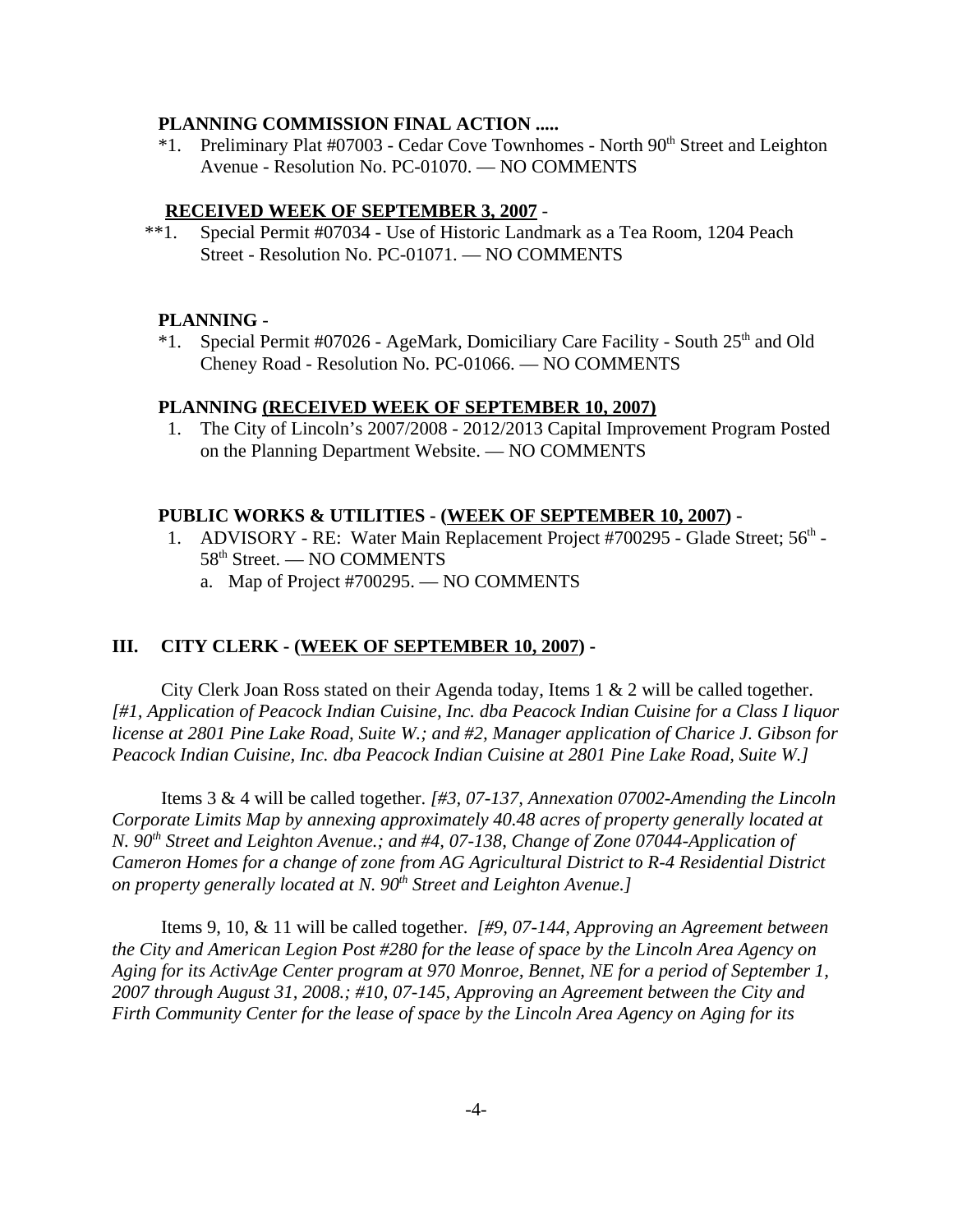**PLANNING COMMISSION FINAL ACTION .....**

*1. Preliminary Plat #07003 - Cedar Cove Townhomes - North 90th Street and Leighton Avenue - Resolution No. PC-01070. — NO COMMENTS

**RECEIVED WEEK OF SEPTEMBER 3, 2007** -

**1. Special Permit #07034 - Use of Historic Landmark as a Tea Room, 1204 Peach Street - Resolution No. PC-01071. — NO COMMENTS

**PLANNING** -

*1. Special Permit #07026 - AgeMark, Domiciliary Care Facility - South 25th and Old Cheney Road - Resolution No. PC-01066. — NO COMMENTS

**PLANNING (RECEIVED WEEK OF SEPTEMBER 10, 2007)**

1. The City of Lincoln's 2007/2008 - 2012/2013 Capital Improvement Program Posted on the Planning Department Website. — NO COMMENTS

**PUBLIC WORKS & UTILITIES - (WEEK OF SEPTEMBER 10, 2007) -**

1. ADVISORY - RE: Water Main Replacement Project #700295 - Glade Street; 56th - 58th Street. — NO COMMENTS
   a. Map of Project #700295. — NO COMMENTS

## III. CITY CLERK - (WEEK OF SEPTEMBER 10, 2007) -

City Clerk Joan Ross stated on their Agenda today, Items 1 & 2 will be called together. *[#1, Application of Peacock Indian Cuisine, Inc. dba Peacock Indian Cuisine for a Class I liquor license at 2801 Pine Lake Road, Suite W.; and #2, Manager application of Charice J. Gibson for Peacock Indian Cuisine, Inc. dba Peacock Indian Cuisine at 2801 Pine Lake Road, Suite W.]*

Items 3 & 4 will be called together. *[#3, 07-137, Annexation 07002-Amending the Lincoln Corporate Limits Map by annexing approximately 40.48 acres of property generally located at N. 90th Street and Leighton Avenue.; and #4, 07-138, Change of Zone 07044-Application of Cameron Homes for a change of zone from AG Agricultural District to R-4 Residential District on property generally located at N. 90th Street and Leighton Avenue.]*

Items 9, 10, & 11 will be called together. *[#9, 07-144, Approving an Agreement between the City and American Legion Post #280 for the lease of space by the Lincoln Area Agency on Aging for its ActivAge Center program at 970 Monroe, Bennet, NE for a period of September 1, 2007 through August 31, 2008.; #10, 07-145, Approving an Agreement between the City and Firth Community Center for the lease of space by the Lincoln Area Agency on Aging for its*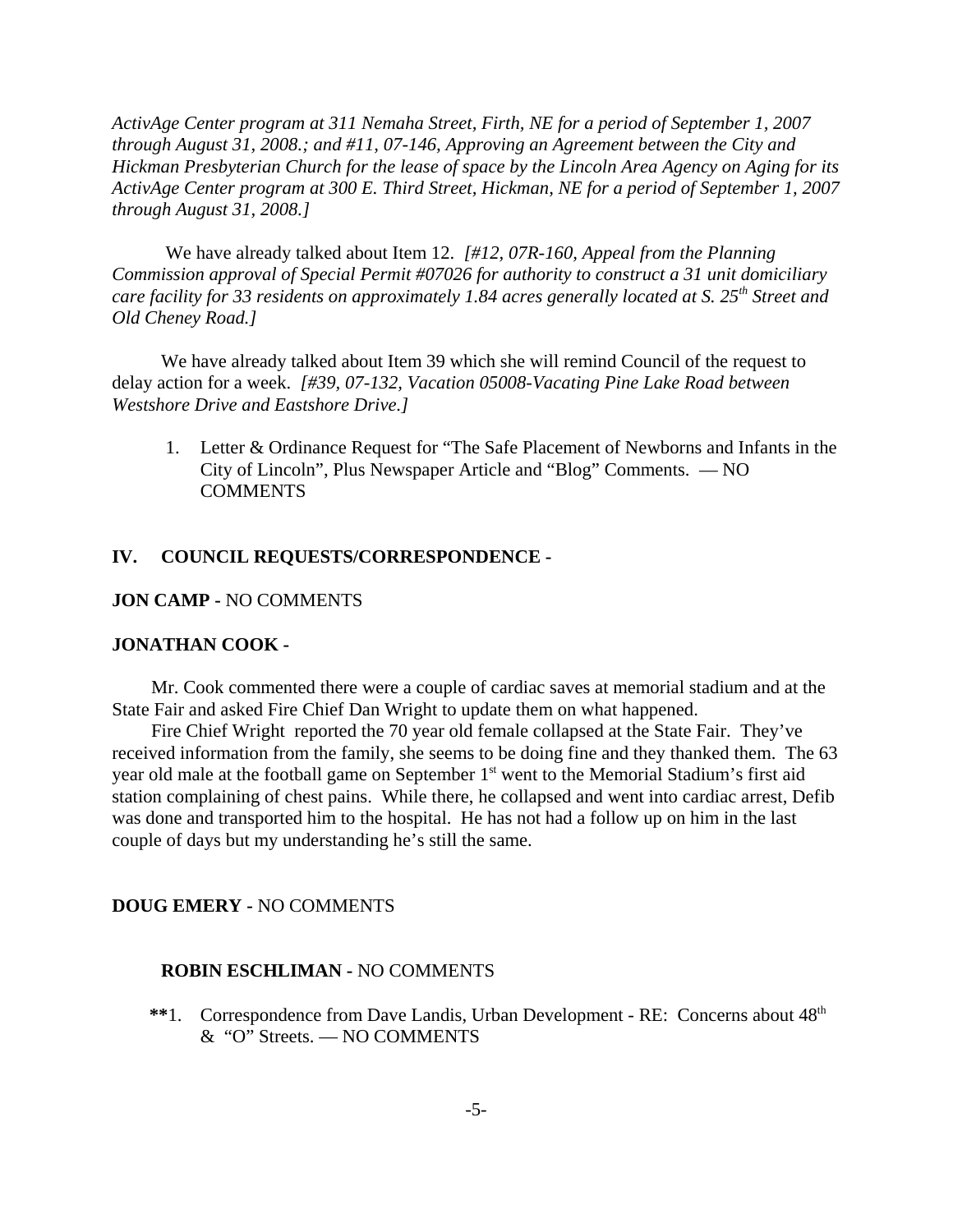*ActivAge Center program at 311 Nemaha Street, Firth, NE for a period of September 1, 2007 through August 31, 2008.; and #11, 07-146, Approving an Agreement between the City and Hickman Presbyterian Church for the lease of space by the Lincoln Area Agency on Aging for its ActivAge Center program at 300 E. Third Street, Hickman, NE for a period of September 1, 2007 through August 31, 2008.]*

We have already talked about Item 12. *[#12, 07R-160, Appeal from the Planning Commission approval of Special Permit #07026 for authority to construct a 31 unit domiciliary care facility for 33 residents on approximately 1.84 acres generally located at S. 25th Street and Old Cheney Road.]*

We have already talked about Item 39 which she will remind Council of the request to delay action for a week. *[#39, 07-132, Vacation 05008-Vacating Pine Lake Road between Westshore Drive and Eastshore Drive.]*

1. Letter & Ordinance Request for "The Safe Placement of Newborns and Infants in the City of Lincoln", Plus Newspaper Article and "Blog" Comments. — NO COMMENTS

## IV. COUNCIL REQUESTS/CORRESPONDENCE -

**JON CAMP -** NO COMMENTS

**JONATHAN COOK -**

Mr. Cook commented there were a couple of cardiac saves at memorial stadium and at the State Fair and asked Fire Chief Dan Wright to update them on what happened.

Fire Chief Wright reported the 70 year old female collapsed at the State Fair. They've received information from the family, she seems to be doing fine and they thanked them. The 63 year old male at the football game on September 1st went to the Memorial Stadium's first aid station complaining of chest pains. While there, he collapsed and went into cardiac arrest, Defib was done and transported him to the hospital. He has not had a follow up on him in the last couple of days but my understanding he's still the same.

**DOUG EMERY -** NO COMMENTS

**ROBIN ESCHLIMAN -** NO COMMENTS

**1. Correspondence from Dave Landis, Urban Development - RE: Concerns about 48th & "O" Streets. — NO COMMENTS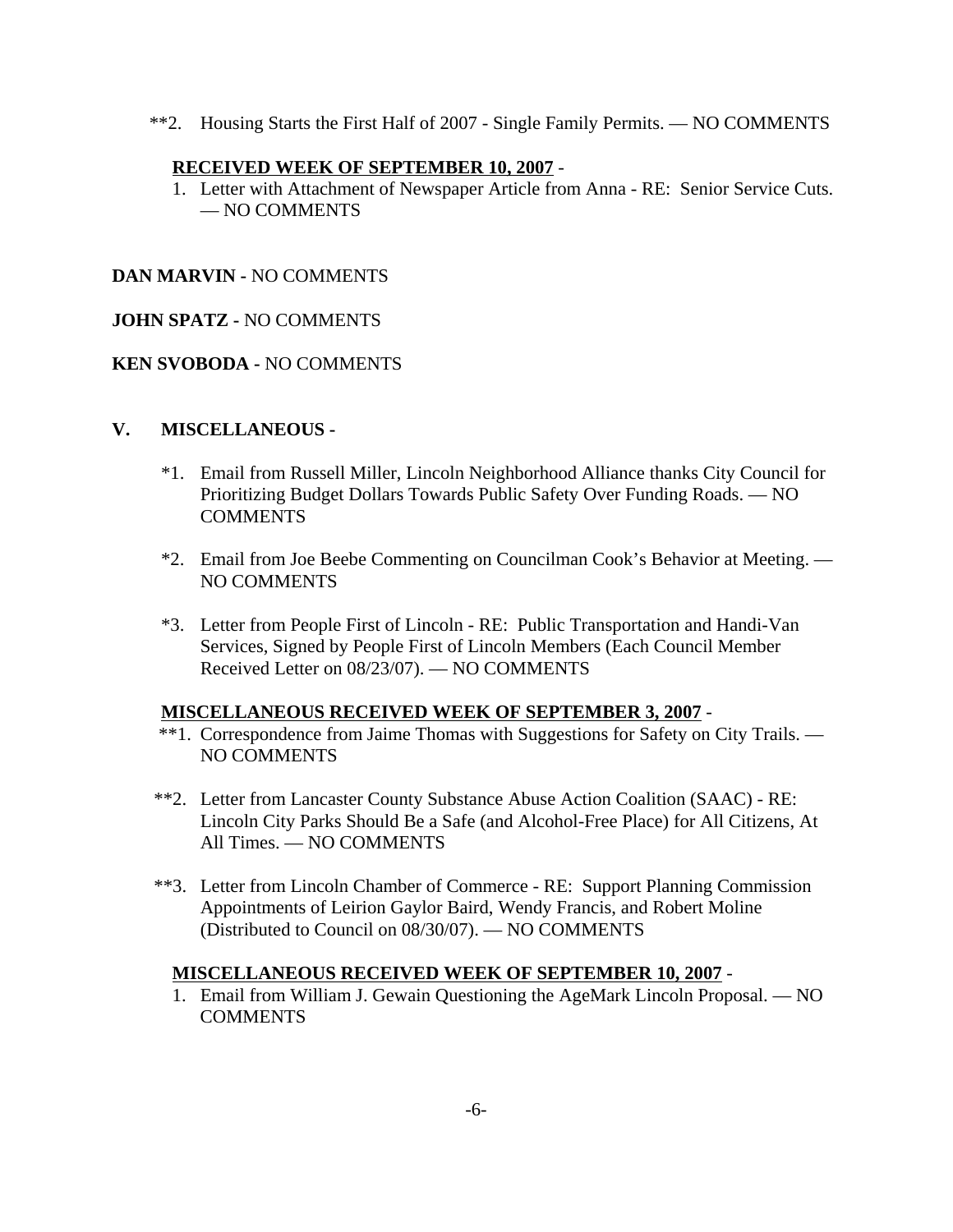**2. Housing Starts the First Half of 2007 - Single Family Permits. — NO COMMENTS

**RECEIVED WEEK OF SEPTEMBER 10, 2007** -

1. Letter with Attachment of Newspaper Article from Anna - RE: Senior Service Cuts. — NO COMMENTS

**DAN MARVIN -** NO COMMENTS

**JOHN SPATZ -** NO COMMENTS

**KEN SVOBODA -** NO COMMENTS

## V. MISCELLANEOUS -

*1. Email from Russell Miller, Lincoln Neighborhood Alliance thanks City Council for Prioritizing Budget Dollars Towards Public Safety Over Funding Roads. — NO COMMENTS

*2. Email from Joe Beebe Commenting on Councilman Cook's Behavior at Meeting. — NO COMMENTS

*3. Letter from People First of Lincoln - RE: Public Transportation and Handi-Van Services, Signed by People First of Lincoln Members (Each Council Member Received Letter on 08/23/07). — NO COMMENTS

**MISCELLANEOUS RECEIVED WEEK OF SEPTEMBER 3, 2007 -**

**1. Correspondence from Jaime Thomas with Suggestions for Safety on City Trails. — NO COMMENTS

**2. Letter from Lancaster County Substance Abuse Action Coalition (SAAC) - RE: Lincoln City Parks Should Be a Safe (and Alcohol-Free Place) for All Citizens, At All Times. — NO COMMENTS

**3. Letter from Lincoln Chamber of Commerce - RE: Support Planning Commission Appointments of Leirion Gaylor Baird, Wendy Francis, and Robert Moline (Distributed to Council on 08/30/07). — NO COMMENTS

**MISCELLANEOUS RECEIVED WEEK OF SEPTEMBER 10, 2007** -

1. Email from William J. Gewain Questioning the AgeMark Lincoln Proposal. — NO COMMENTS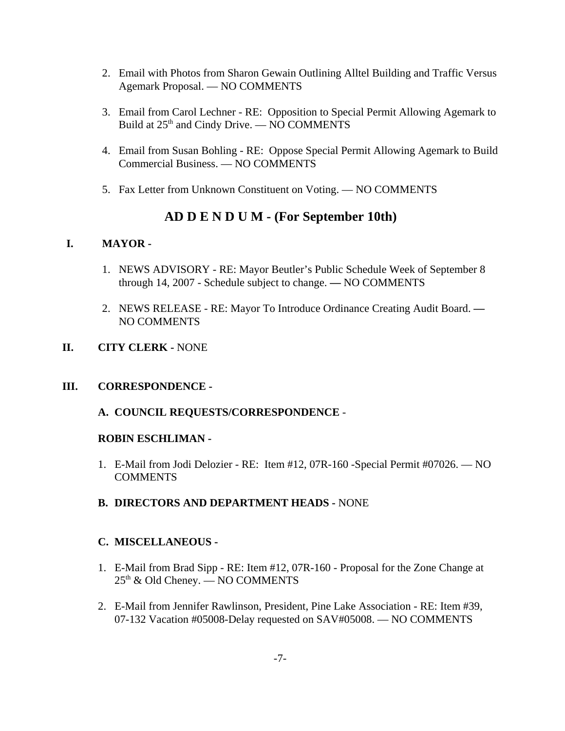2. Email with Photos from Sharon Gewain Outlining Alltel Building and Traffic Versus Agemark Proposal. — NO COMMENTS

3. Email from Carol Lechner - RE: Opposition to Special Permit Allowing Agemark to Build at 25th and Cindy Drive. — NO COMMENTS

4. Email from Susan Bohling - RE: Oppose Special Permit Allowing Agemark to Build Commercial Business. — NO COMMENTS

5. Fax Letter from Unknown Constituent on Voting. — NO COMMENTS

## AD D E N D U M - (For September 10th)

**I. MAYOR -**

1. NEWS ADVISORY - RE: Mayor Beutler's Public Schedule Week of September 8 through 14, 2007 - Schedule subject to change. — NO COMMENTS

2. NEWS RELEASE - RE: Mayor To Introduce Ordinance Creating Audit Board. — NO COMMENTS

**II. CITY CLERK -** NONE

**III. CORRESPONDENCE -**

**A. COUNCIL REQUESTS/CORRESPONDENCE** -

**ROBIN ESCHLIMAN -**

1. E-Mail from Jodi Delozier - RE: Item #12, 07R-160 -Special Permit #07026. — NO COMMENTS

**B. DIRECTORS AND DEPARTMENT HEADS -** NONE

**C. MISCELLANEOUS -**

1. E-Mail from Brad Sipp - RE: Item #12, 07R-160 - Proposal for the Zone Change at 25th & Old Cheney. — NO COMMENTS

2. E-Mail from Jennifer Rawlinson, President, Pine Lake Association - RE: Item #39, 07-132 Vacation #05008-Delay requested on SAV#05008. — NO COMMENTS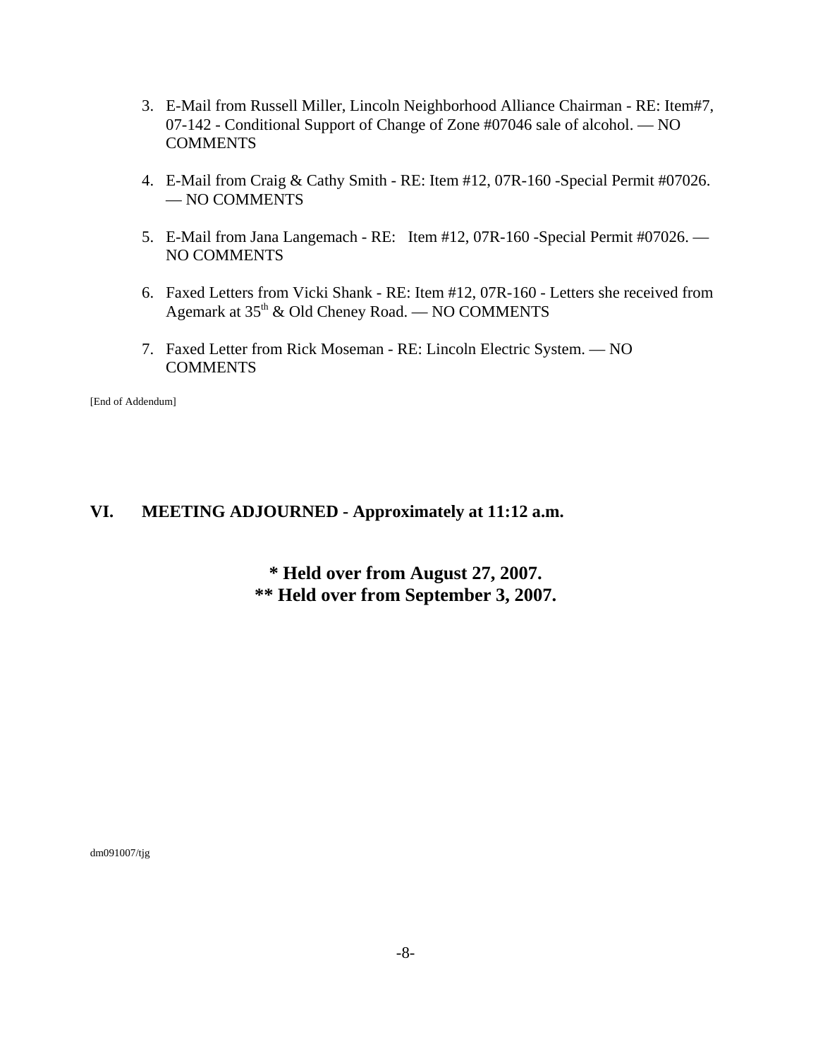3. E-Mail from Russell Miller, Lincoln Neighborhood Alliance Chairman - RE: Item#7, 07-142 - Conditional Support of Change of Zone #07046 sale of alcohol. — NO COMMENTS

4. E-Mail from Craig & Cathy Smith - RE: Item #12, 07R-160 -Special Permit #07026. — NO COMMENTS

5. E-Mail from Jana Langemach - RE: Item #12, 07R-160 -Special Permit #07026. — NO COMMENTS

6. Faxed Letters from Vicki Shank - RE: Item #12, 07R-160 - Letters she received from Agemark at 35th & Old Cheney Road. — NO COMMENTS

7. Faxed Letter from Rick Moseman - RE: Lincoln Electric System. — NO COMMENTS

[End of Addendum]

## VI. MEETING ADJOURNED - Approximately at 11:12 a.m.

**\* Held over from August 27, 2007.**
**\*\* Held over from September 3, 2007.**

dm091007/tjg